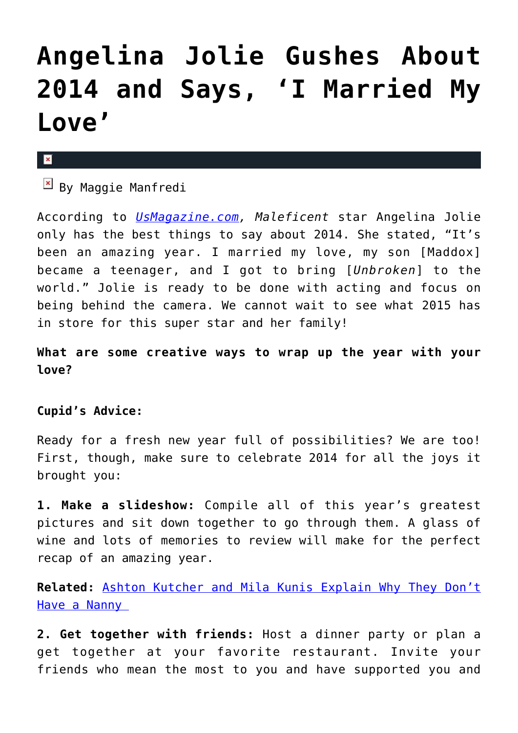# Angelina Jolie Gushes About 2014 and Says, 'I Married My Love'

By Maggie Manfredi

According to [UsMagazine.com](UsMagazine.com), *Maleficent* star Angelina Jolie only has the best things to say about 2014. She stated, "It's been an amazing year. I married my love, my son [Maddox] became a teenager, and I got to bring [*Unbroken*] to the world." Jolie is ready to be done with acting and focus on being behind the camera. We cannot wait to see what 2015 has in store for this super star and her family!

**What are some creative ways to wrap up the year with your love?**

**Cupid's Advice:**

Ready for a fresh new year full of possibilities? We are too! First, though, make sure to celebrate 2014 for all the joys it brought you:

**1. Make a slideshow:** Compile all of this year's greatest pictures and sit down together to go through them. A glass of wine and lots of memories to review will make for the perfect recap of an amazing year.

**Related:** Ashton Kutcher and Mila Kunis Explain Why They Don't Have a Nanny

**2. Get together with friends:** Host a dinner party or plan a get together at your favorite restaurant. Invite your friends who mean the most to you and have supported you and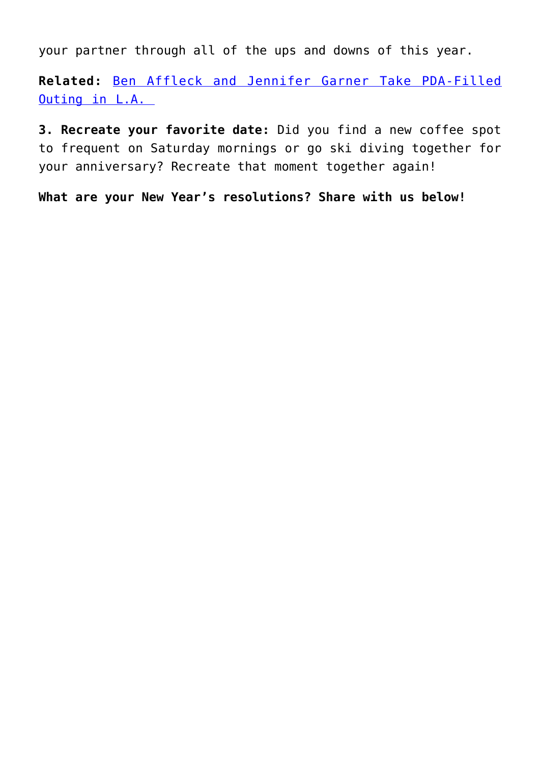your partner through all of the ups and downs of this year.

**Related:** Ben Affleck and Jennifer Garner Take PDA-Filled Outing in L.A.

**3. Recreate your favorite date:** Did you find a new coffee spot to frequent on Saturday mornings or go ski diving together for your anniversary? Recreate that moment together again!

**What are your New Year's resolutions? Share with us below!**